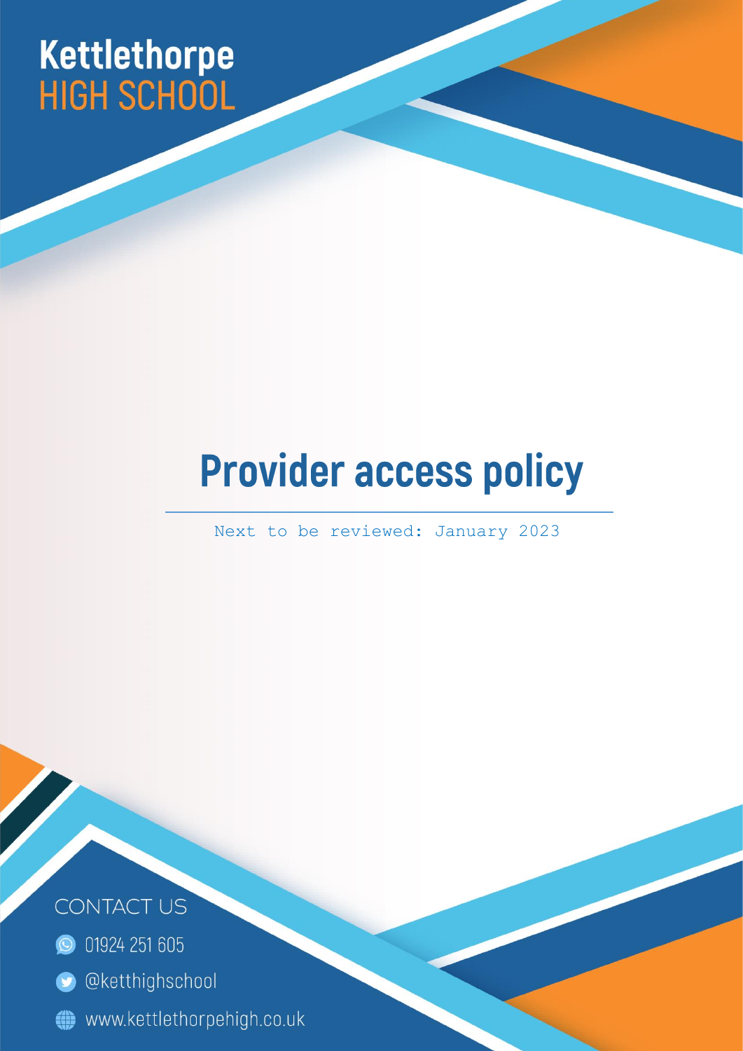Kettlethorpe
HIGH SCHOOL

# Provider access policy

Next to be reviewed: January 2023

CONTACT US

01924 251 605

@ketthighschool

www.kettlethorpehigh.co.uk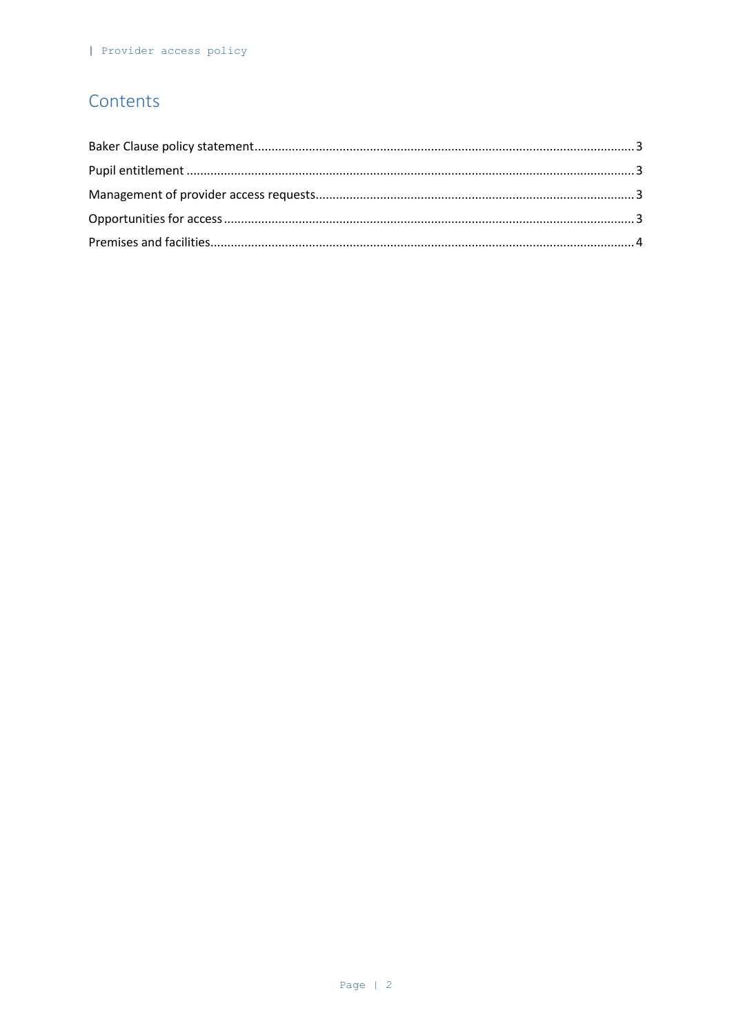# Contents

Baker Clause policy statement .......... 3

Pupil entitlement .......... 3

Management of provider access requests .......... 3

Opportunities for access .......... 3

Premises and facilities .......... 4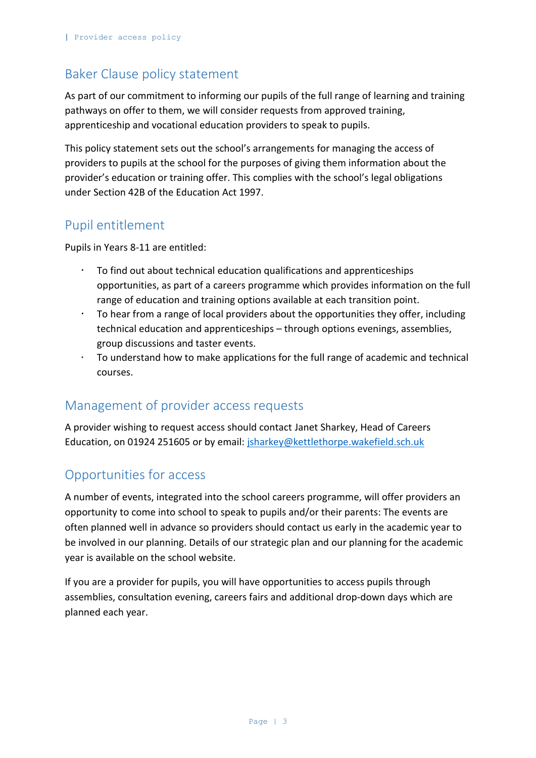## Baker Clause policy statement

As part of our commitment to informing our pupils of the full range of learning and training pathways on offer to them, we will consider requests from approved training, apprenticeship and vocational education providers to speak to pupils.

This policy statement sets out the school's arrangements for managing the access of providers to pupils at the school for the purposes of giving them information about the provider's education or training offer. This complies with the school's legal obligations under Section 42B of the Education Act 1997.

## Pupil entitlement

Pupils in Years 8-11 are entitled:

- To find out about technical education qualifications and apprenticeships opportunities, as part of a careers programme which provides information on the full range of education and training options available at each transition point.
- To hear from a range of local providers about the opportunities they offer, including technical education and apprenticeships – through options evenings, assemblies, group discussions and taster events.
- To understand how to make applications for the full range of academic and technical courses.

## Management of provider access requests

A provider wishing to request access should contact Janet Sharkey, Head of Careers Education, on 01924 251605 or by email: jsharkey@kettlethorpe.wakefield.sch.uk

## Opportunities for access

A number of events, integrated into the school careers programme, will offer providers an opportunity to come into school to speak to pupils and/or their parents: The events are often planned well in advance so providers should contact us early in the academic year to be involved in our planning. Details of our strategic plan and our planning for the academic year is available on the school website.

If you are a provider for pupils, you will have opportunities to access pupils through assemblies, consultation evening, careers fairs and additional drop-down days which are planned each year.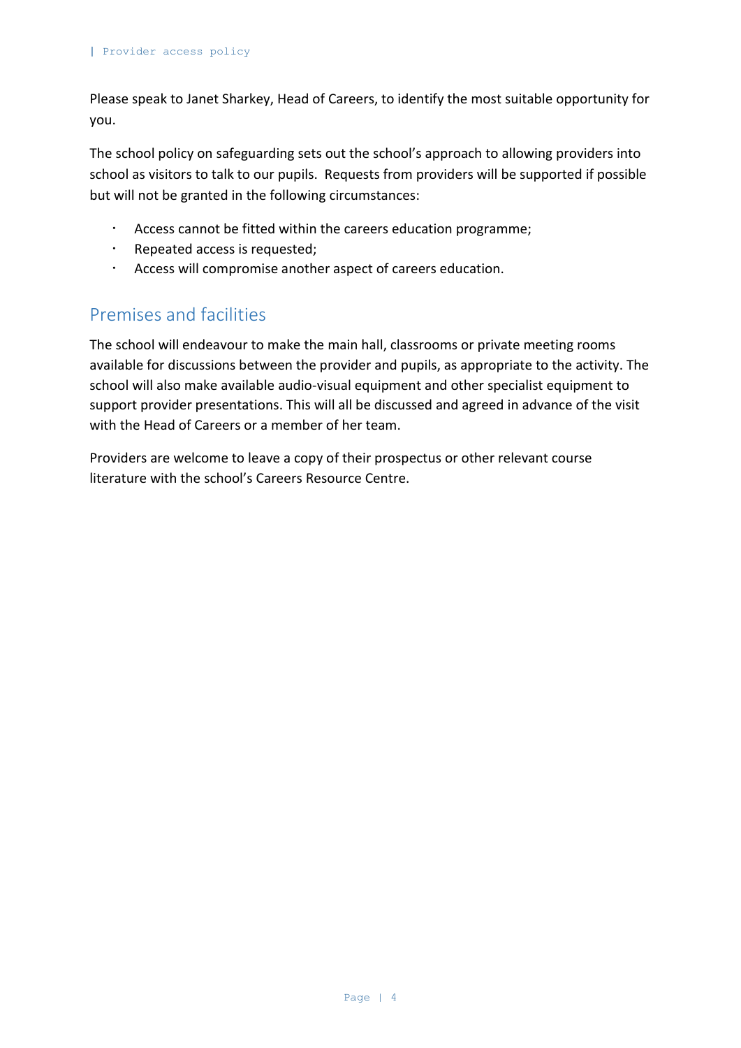Please speak to Janet Sharkey, Head of Careers, to identify the most suitable opportunity for you.

The school policy on safeguarding sets out the school's approach to allowing providers into school as visitors to talk to our pupils. Requests from providers will be supported if possible but will not be granted in the following circumstances:

- Access cannot be fitted within the careers education programme;
- Repeated access is requested;
- Access will compromise another aspect of careers education.

## Premises and facilities

The school will endeavour to make the main hall, classrooms or private meeting rooms available for discussions between the provider and pupils, as appropriate to the activity. The school will also make available audio-visual equipment and other specialist equipment to support provider presentations. This will all be discussed and agreed in advance of the visit with the Head of Careers or a member of her team.

Providers are welcome to leave a copy of their prospectus or other relevant course literature with the school's Careers Resource Centre.